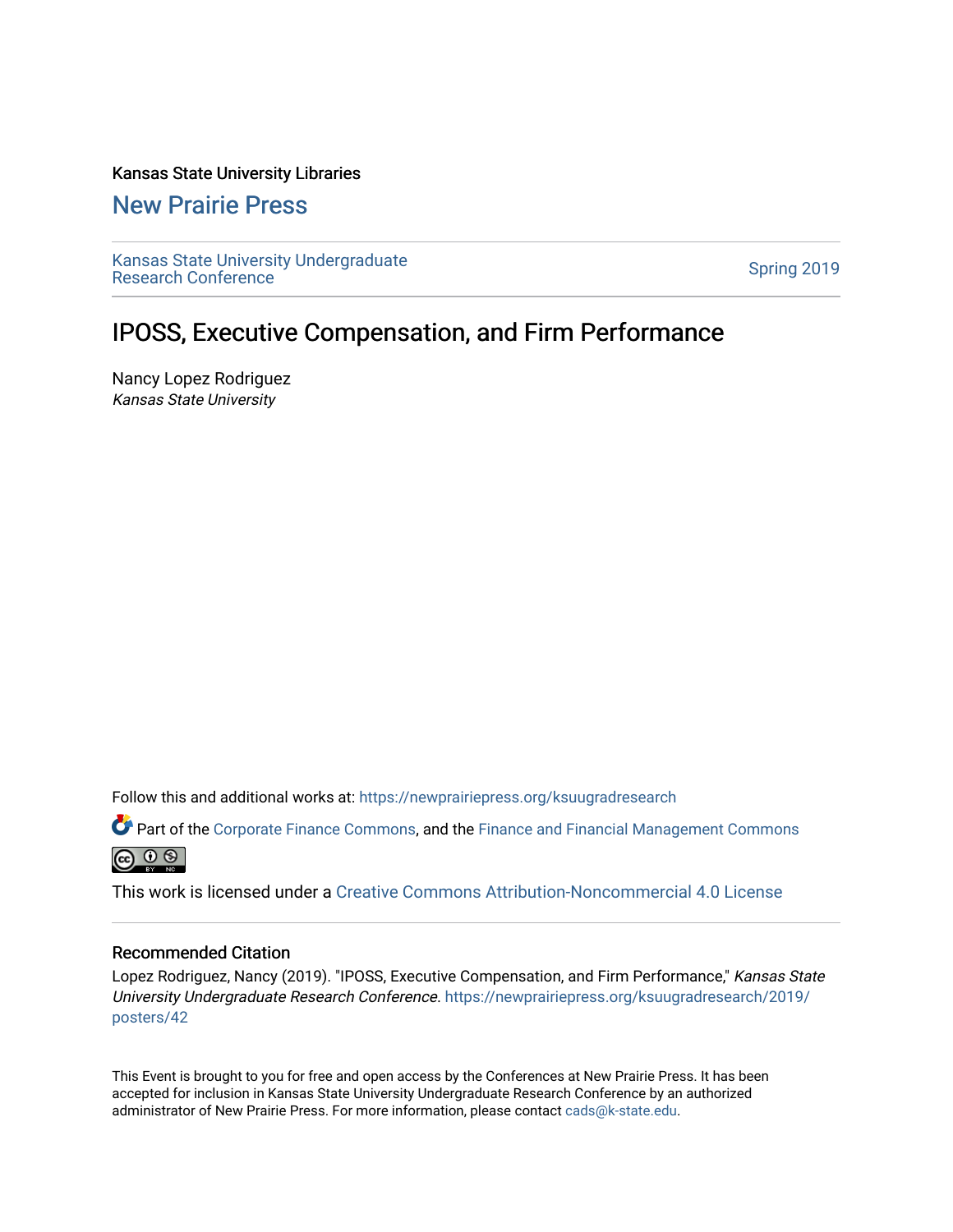Kansas State University Libraries

New Prairie Press

Kansas State University Undergraduate Research Conference

Spring 2019

# IPOSS, Executive Compensation, and Firm Performance

Nancy Lopez Rodriguez
*Kansas State University*

Follow this and additional works at: https://newprairiepress.org/ksuugradresearch

Part of the Corporate Finance Commons, and the Finance and Financial Management Commons

This work is licensed under a Creative Commons Attribution-Noncommercial 4.0 License

## Recommended Citation

Lopez Rodriguez, Nancy (2019). "IPOSS, Executive Compensation, and Firm Performance," *Kansas State University Undergraduate Research Conference*. https://newprairiepress.org/ksuugradresearch/2019/posters/42

This Event is brought to you for free and open access by the Conferences at New Prairie Press. It has been accepted for inclusion in Kansas State University Undergraduate Research Conference by an authorized administrator of New Prairie Press. For more information, please contact cads@k-state.edu.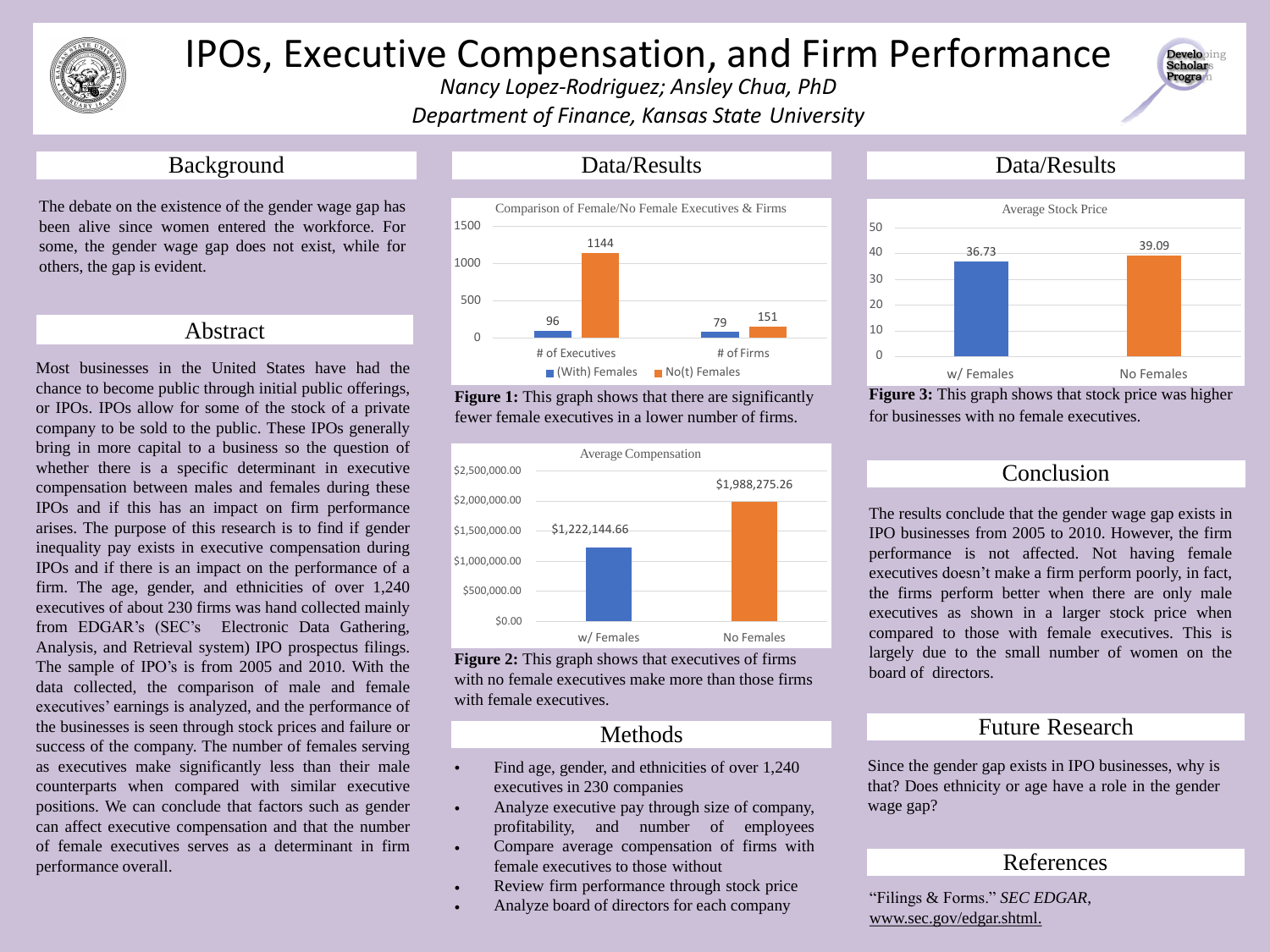# IPOs, Executive Compensation, and Firm Performance

*Nancy Lopez-Rodriguez; Ansley Chua, PhD*

*Department of Finance, Kansas State University*

Developing Scholars Program

## Background

The debate on the existence of the gender wage gap has been alive since women entered the workforce. For some, the gender wage gap does not exist, while for others, the gap is evident.

## Abstract

Most businesses in the United States have had the chance to become public through initial public offerings, or IPOs. IPOs allow for some of the stock of a private company to be sold to the public. These IPOs generally bring in more capital to a business so the question of whether there is a specific determinant in executive compensation between males and females during these IPOs and if this has an impact on firm performance arises. The purpose of this research is to find if gender inequality pay exists in executive compensation during IPOs and if there is an impact on the performance of a firm. The age, gender, and ethnicities of over 1,240 executives of about 230 firms was hand collected mainly from EDGAR's (SEC's Electronic Data Gathering, Analysis, and Retrieval system) IPO prospectus filings. The sample of IPO's is from 2005 and 2010. With the data collected, the comparison of male and female executives' earnings is analyzed, and the performance of the businesses is seen through stock prices and failure or success of the company. The number of females serving as executives make significantly less than their male counterparts when compared with similar executive positions. We can conclude that factors such as gender can affect executive compensation and that the number of female executives serves as a determinant in firm performance overall.

## Data/Results

Comparison of Female/No Female Executives & Firms

1500
1000
500
0

# of Executives: 96, 1144
# of Firms: 79, 151

(With) Females
No(t) Females

**Figure 1:** This graph shows that there are significantly fewer female executives in a lower number of firms.

Average Compensation

$2,500,000.00
$2,000,000.00
$1,500,000.00
$1,000,000.00
$500,000.00
$0.00

w/ Females: $1,222,144.66
No Females: $1,988,275.26

**Figure 2:** This graph shows that executives of firms with no female executives make more than those firms with female executives.

## Methods

- Find age, gender, and ethnicities of over 1,240 executives in 230 companies
- Analyze executive pay through size of company, profitability, and number of employees
- Compare average compensation of firms with female executives to those without
- Review firm performance through stock price
- Analyze board of directors for each company

## Data/Results

Average Stock Price

50
40
30
20
10
0

w/ Females: 36.73
No Females: 39.09

**Figure 3:** This graph shows that stock price was higher for businesses with no female executives.

## Conclusion

The results conclude that the gender wage gap exists in IPO businesses from 2005 to 2010. However, the firm performance is not affected. Not having female executives doesn't make a firm perform poorly, in fact, the firms perform better when there are only male executives as shown in a larger stock price when compared to those with female executives. This is largely due to the small number of women on the board of directors.

## Future Research

Since the gender gap exists in IPO businesses, why is that? Does ethnicity or age have a role in the gender wage gap?

## References

"Filings & Forms." *SEC EDGAR*, www.sec.gov/edgar.shtml.